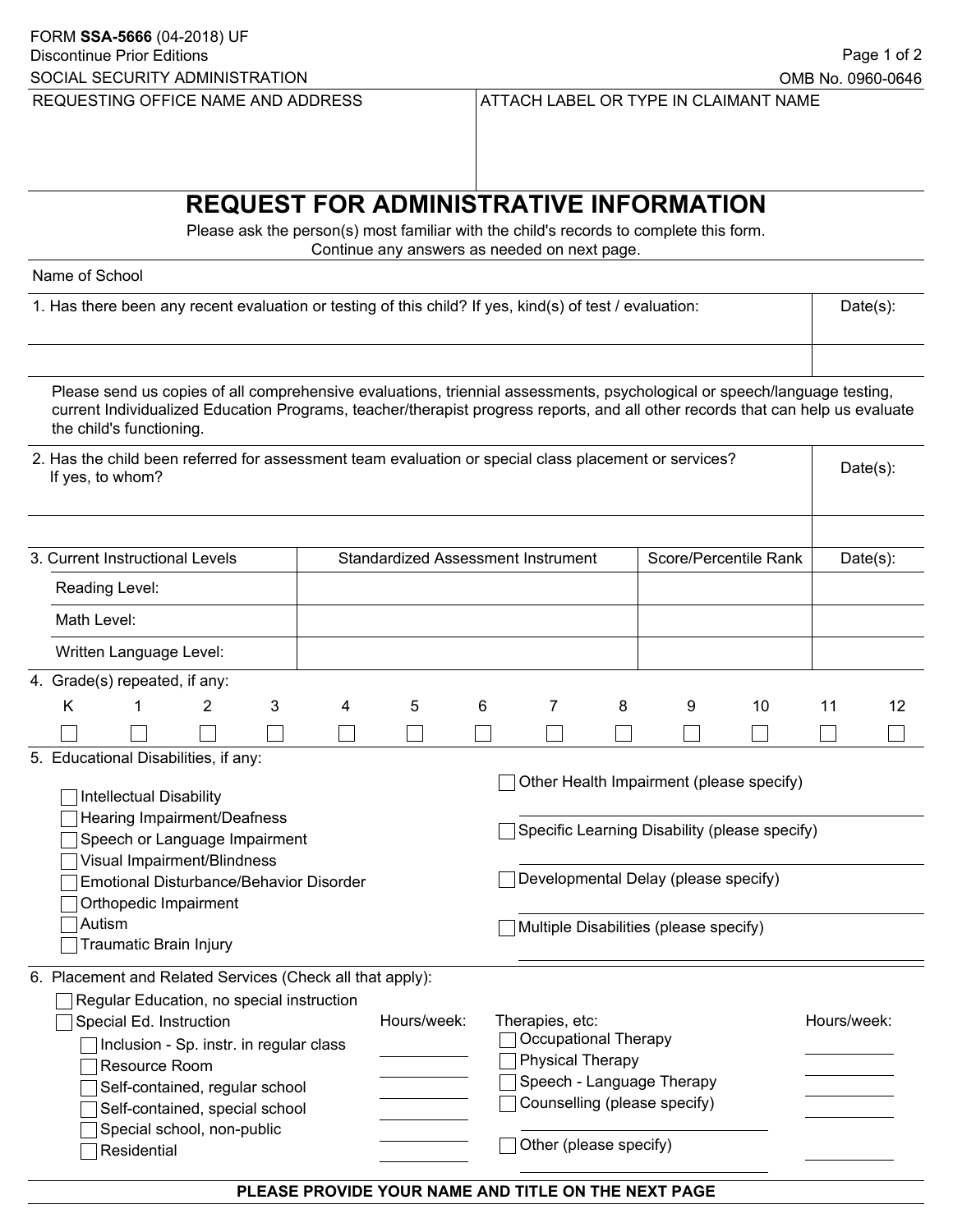FORM **SSA-5666** (04-2018) UF
Discontinue Prior Editions
SOCIAL SECURITY ADMINISTRATION

OMB No. 0960-0646

| REQUESTING OFFICE NAME AND ADDRESS | ATTACH LABEL OR TYPE IN CLAIMANT NAME |
|---|---|
| | |

# REQUEST FOR ADMINISTRATIVE INFORMATION

Please ask the person(s) most familiar with the child's records to complete this form.
Continue any answers as needed on next page.

Name of School

| 1. Has there been any recent evaluation or testing of this child? If yes, kind(s) of test / evaluation: | Date(s): |
|---|---|
| | |

Please send us copies of all comprehensive evaluations, triennial assessments, psychological or speech/language testing, current Individualized Education Programs, teacher/therapist progress reports, and all other records that can help us evaluate the child's functioning.

| 2. Has the child been referred for assessment team evaluation or special class placement or services? If yes, to whom? | Date(s): |
|---|---|
| | |

| 3. Current Instructional Levels | Standardized Assessment Instrument | Score/Percentile Rank | Date(s): |
|---|---|---|---|
| Reading Level: | | | |
| Math Level: | | | |
| Written Language Level: | | | |

4. Grade(s) repeated, if any:

| K | 1 | 2 | 3 | 4 | 5 | 6 | 7 | 8 | 9 | 10 | 11 | 12 |
|---|---|---|---|---|---|---|---|---|---|---|---|---|
| ☐ | ☐ | ☐ | ☐ | ☐ | ☐ | ☐ | ☐ | ☐ | ☐ | ☐ | ☐ | ☐ |

5. Educational Disabilities, if any:

- ☐ Intellectual Disability
- ☐ Hearing Impairment/Deafness
- ☐ Speech or Language Impairment
- ☐ Visual Impairment/Blindness
- ☐ Emotional Disturbance/Behavior Disorder
- ☐ Orthopedic Impairment
- ☐ Autism
- ☐ Traumatic Brain Injury
- ☐ Other Health Impairment (please specify) ______
- ☐ Specific Learning Disability (please specify) ______
- ☐ Developmental Delay (please specify) ______
- ☐ Multiple Disabilities (please specify) ______

6. Placement and Related Services (Check all that apply):

- ☐ Regular Education, no special instruction
- ☐ Special Ed. Instruction

| Special Ed. Instruction | Hours/week: | Therapies, etc: | Hours/week: |
|---|---|---|---|
| ☐ Inclusion - Sp. instr. in regular class | ______ | ☐ Occupational Therapy | ______ |
| ☐ Resource Room | ______ | ☐ Physical Therapy | ______ |
| ☐ Self-contained, regular school | ______ | ☐ Speech - Language Therapy | ______ |
| ☐ Self-contained, special school | ______ | ☐ Counselling (please specify) ______ | ______ |
| ☐ Special school, non-public | ______ | ☐ Other (please specify) ______ | ______ |
| ☐ Residential | ______ | | |

**PLEASE PROVIDE YOUR NAME AND TITLE ON THE NEXT PAGE**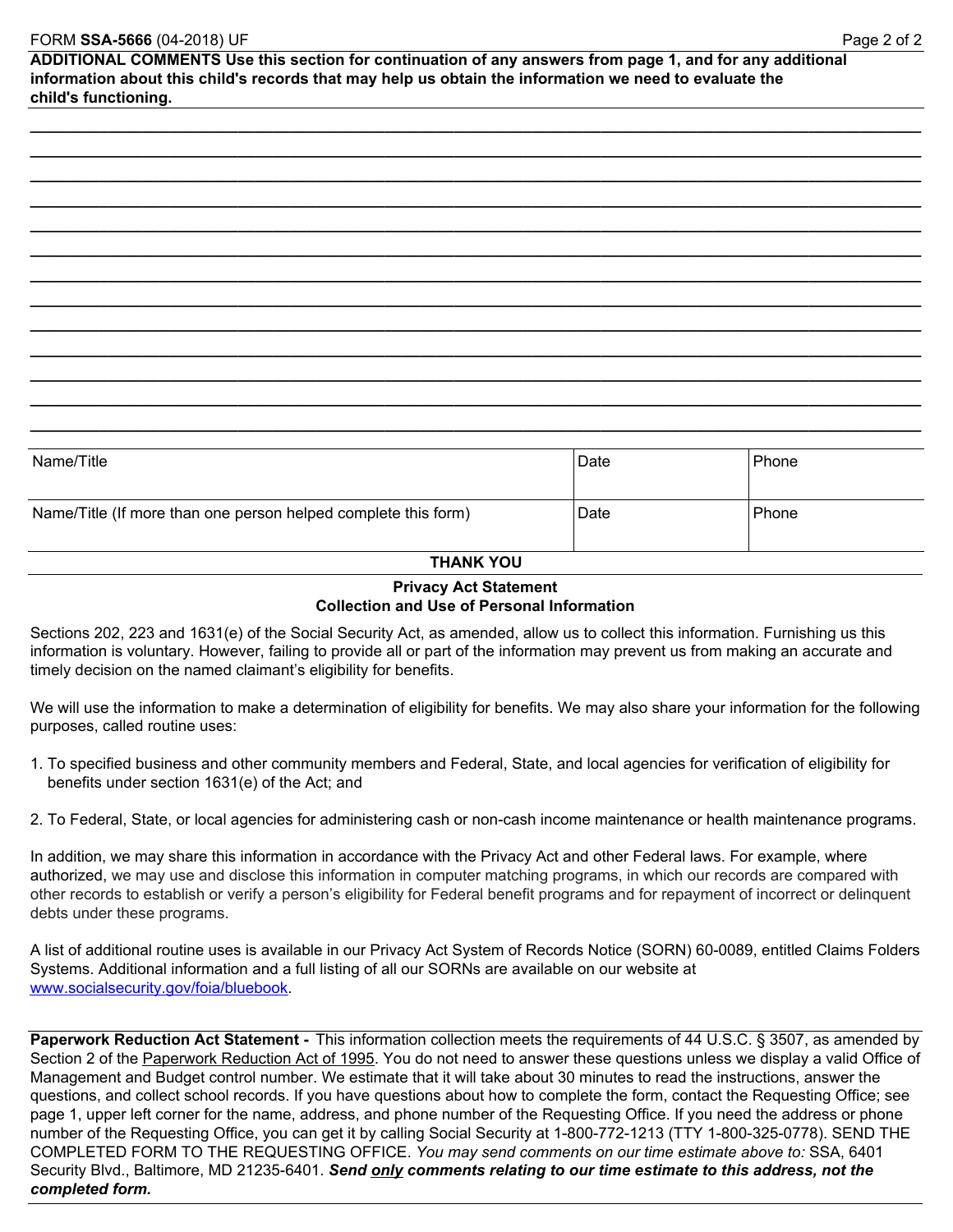FORM **SSA-5666** (04-2018) UF

**ADDITIONAL COMMENTS Use this section for continuation of any answers from page 1, and for any additional information about this child's records that may help us obtain the information we need to evaluate the child's functioning.**

| Name/Title | Date | Phone |
| --- | --- | --- |
| Name/Title (If more than one person helped complete this form) | Date | Phone |

**THANK YOU**

**Privacy Act Statement**
**Collection and Use of Personal Information**

Sections 202, 223 and 1631(e) of the Social Security Act, as amended, allow us to collect this information. Furnishing us this information is voluntary. However, failing to provide all or part of the information may prevent us from making an accurate and timely decision on the named claimant's eligibility for benefits.

We will use the information to make a determination of eligibility for benefits. We may also share your information for the following purposes, called routine uses:

1. To specified business and other community members and Federal, State, and local agencies for verification of eligibility for benefits under section 1631(e) of the Act; and

2. To Federal, State, or local agencies for administering cash or non-cash income maintenance or health maintenance programs.

In addition, we may share this information in accordance with the Privacy Act and other Federal laws. For example, where authorized, we may use and disclose this information in computer matching programs, in which our records are compared with other records to establish or verify a person's eligibility for Federal benefit programs and for repayment of incorrect or delinquent debts under these programs.

A list of additional routine uses is available in our Privacy Act System of Records Notice (SORN) 60-0089, entitled Claims Folders Systems. Additional information and a full listing of all our SORNs are available on our website at www.socialsecurity.gov/foia/bluebook.

**Paperwork Reduction Act Statement -** This information collection meets the requirements of 44 U.S.C. § 3507, as amended by Section 2 of the Paperwork Reduction Act of 1995. You do not need to answer these questions unless we display a valid Office of Management and Budget control number. We estimate that it will take about 30 minutes to read the instructions, answer the questions, and collect school records. If you have questions about how to complete the form, contact the Requesting Office; see page 1, upper left corner for the name, address, and phone number of the Requesting Office. If you need the address or phone number of the Requesting Office, you can get it by calling Social Security at 1-800-772-1213 (TTY 1-800-325-0778). SEND THE COMPLETED FORM TO THE REQUESTING OFFICE. *You may send comments on our time estimate above to:* SSA, 6401 Security Blvd., Baltimore, MD 21235-6401. ***Send only comments relating to our time estimate to this address, not the completed form.***